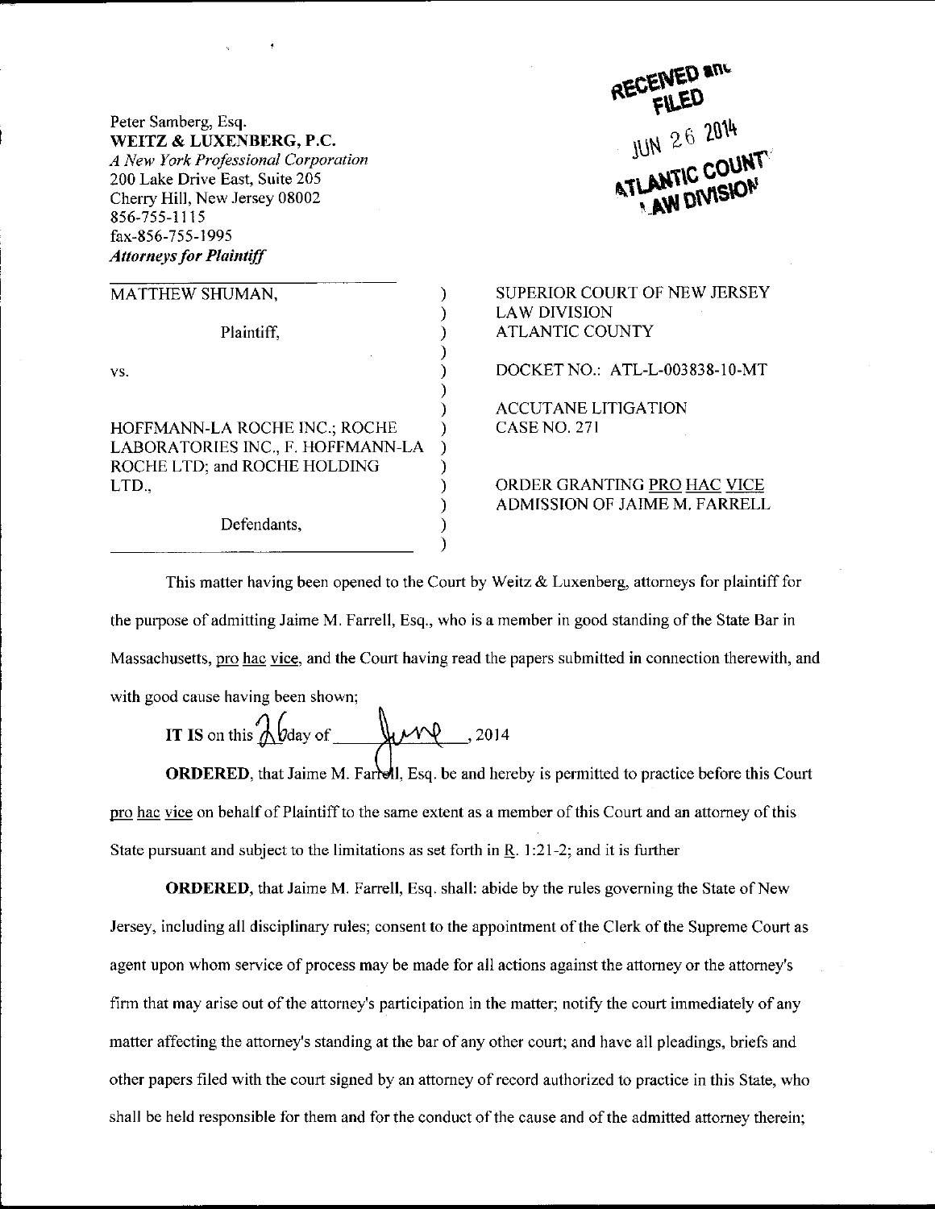Peter Samberg, Esq.
**WEITZ & LUXENBERG, P.C.**
*A New York Professional Corporation*
200 Lake Drive East, Suite 205
Cherry Hill, New Jersey 08002
856-755-1115
fax-856-755-1995
***Attorneys for Plaintiff***

RECEIVED and FILED
JUN 26 2014
ATLANTIC COUNTY LAW DIVISION

| | |
|---|---|
| MATTHEW SHUMAN, Plaintiff, vs. HOFFMANN-LA ROCHE INC.; ROCHE LABORATORIES INC., F. HOFFMANN-LA ROCHE LTD; and ROCHE HOLDING LTD., Defendants, | SUPERIOR COURT OF NEW JERSEY LAW DIVISION ATLANTIC COUNTY<br><br>DOCKET NO.: ATL-L-003838-10-MT<br><br>ACCUTANE LITIGATION CASE NO. 271<br><br>ORDER GRANTING PRO HAC VICE ADMISSION OF JAIME M. FARRELL |

This matter having been opened to the Court by Weitz & Luxenberg, attorneys for plaintiff for the purpose of admitting Jaime M. Farrell, Esq., who is a member in good standing of the State Bar in Massachusetts, pro hac vice, and the Court having read the papers submitted in connection therewith, and with good cause having been shown;

**IT IS** on this 26 day of June, 2014

**ORDERED**, that Jaime M. Farrell, Esq. be and hereby is permitted to practice before this Court pro hac vice on behalf of Plaintiff to the same extent as a member of this Court and an attorney of this State pursuant and subject to the limitations as set forth in R. 1:21-2; and it is further

**ORDERED**, that Jaime M. Farrell, Esq. shall: abide by the rules governing the State of New Jersey, including all disciplinary rules; consent to the appointment of the Clerk of the Supreme Court as agent upon whom service of process may be made for all actions against the attorney or the attorney's firm that may arise out of the attorney's participation in the matter; notify the court immediately of any matter affecting the attorney's standing at the bar of any other court; and have all pleadings, briefs and other papers filed with the court signed by an attorney of record authorized to practice in this State, who shall be held responsible for them and for the conduct of the cause and of the admitted attorney therein;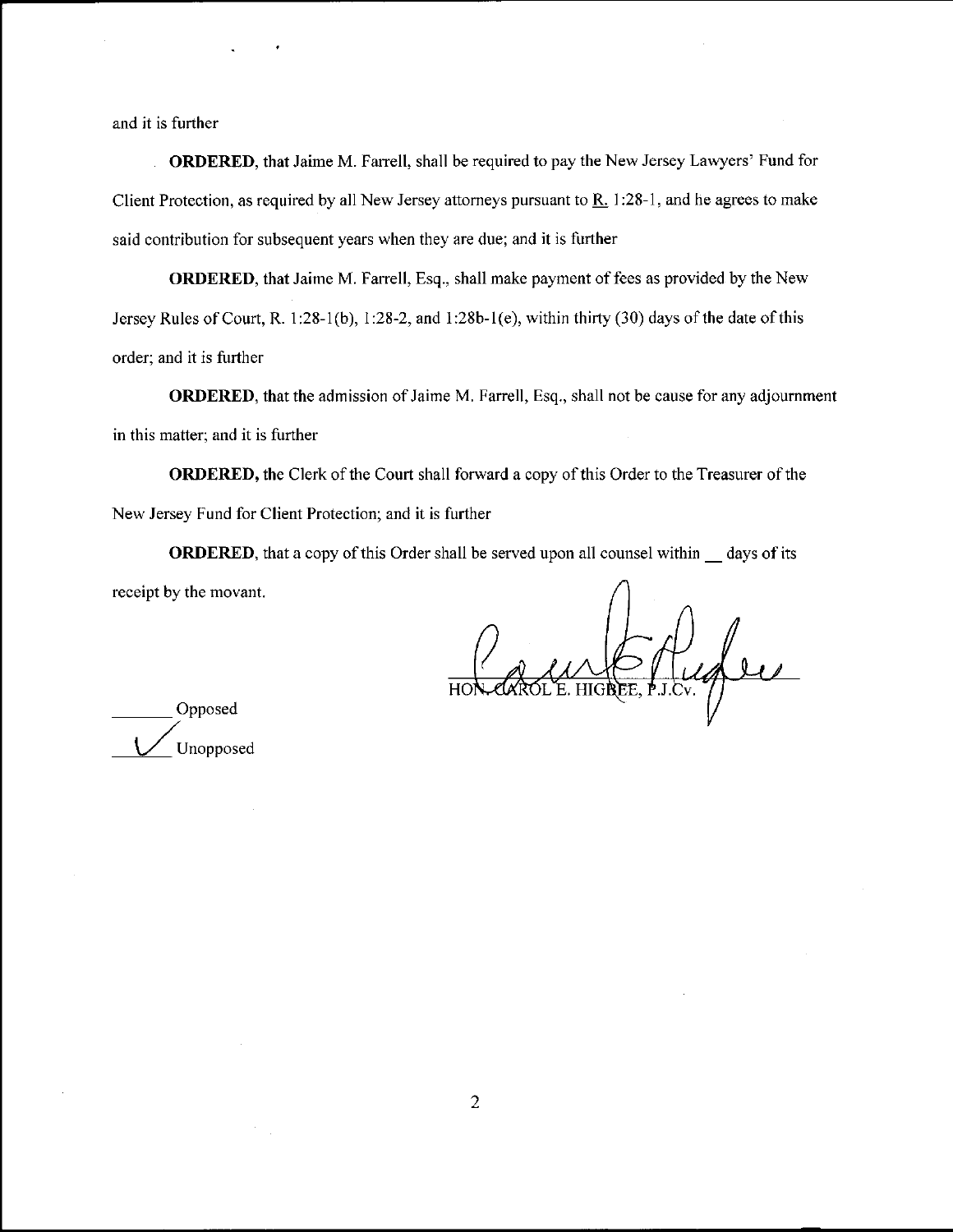and it is further

**ORDERED**, that Jaime M. Farrell, shall be required to pay the New Jersey Lawyers' Fund for Client Protection, as required by all New Jersey attorneys pursuant to R. 1:28-1, and he agrees to make said contribution for subsequent years when they are due; and it is further

**ORDERED**, that Jaime M. Farrell, Esq., shall make payment of fees as provided by the New Jersey Rules of Court, R. 1:28-1(b), 1:28-2, and 1:28b-1(e), within thirty (30) days of the date of this order; and it is further

**ORDERED**, that the admission of Jaime M. Farrell, Esq., shall not be cause for any adjournment in this matter; and it is further

**ORDERED,** the Clerk of the Court shall forward a copy of this Order to the Treasurer of the New Jersey Fund for Client Protection; and it is further

**ORDERED**, that a copy of this Order shall be served upon all counsel within __ days of its receipt by the movant.

HON. CAROL E. HIGBEE, P.J.Cv.

_______ Opposed

___✓___ Unopposed